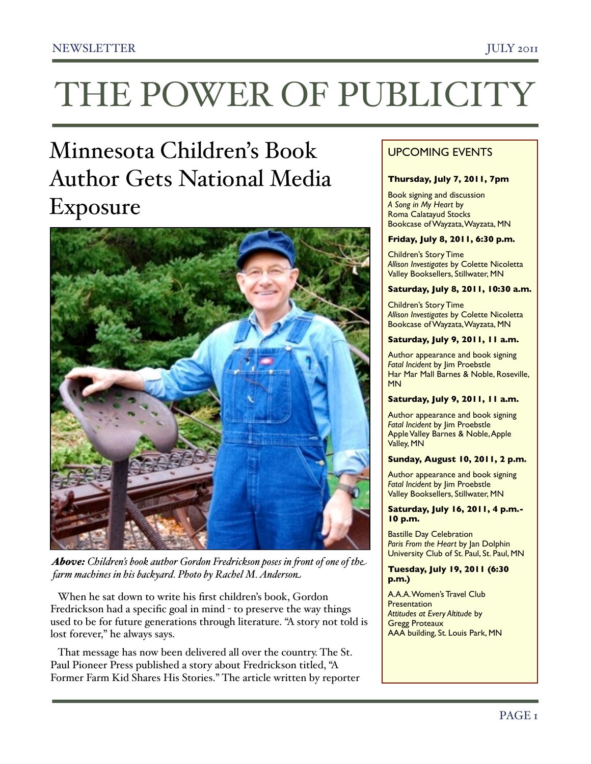# THE POWER OF PUBLICITY

## Minnesota Children's Book Author Gets National Media Exposure

***Above:*** *Children's book author Gordon Fredrickson poses in front of one of the farm machines in his backyard. Photo by Rachel M. Anderson*

When he sat down to write his first children's book, Gordon Fredrickson had a specific goal in mind - to preserve the way things used to be for future generations through literature. "A story not told is lost forever," he always says.

That message has now been delivered all over the country. The St. Paul Pioneer Press published a story about Fredrickson titled, "A Former Farm Kid Shares His Stories." The article written by reporter

### UPCOMING EVENTS

**Thursday, July 7, 2011, 7pm**

Book signing and discussion
*A Song in My Heart* by
Roma Calatayud Stocks
Bookcase of Wayzata, Wayzata, MN

**Friday, July 8, 2011, 6:30 p.m.**

Children's Story Time
*Allison Investigates* by Colette Nicoletta
Valley Booksellers, Stillwater, MN

**Saturday, July 8, 2011, 10:30 a.m.**

Children's Story Time
*Allison Investigates* by Colette Nicoletta
Bookcase of Wayzata, Wayzata, MN

**Saturday, July 9, 2011, 11 a.m.**

Author appearance and book signing
*Fatal Incident* by Jim Proebstle
Har Mar Mall Barnes & Noble, Roseville, MN

**Saturday, July 9, 2011, 11 a.m.**

Author appearance and book signing
*Fatal Incident* by Jim Proebstle
Apple Valley Barnes & Noble, Apple Valley, MN

**Sunday, August 10, 2011, 2 p.m.**

Author appearance and book signing
*Fatal Incident* by Jim Proebstle
Valley Booksellers, Stillwater, MN

**Saturday, July 16, 2011, 4 p.m.-10 p.m.**

Bastille Day Celebration
*Paris From the Heart* by Jan Dolphin
University Club of St. Paul, St. Paul, MN

**Tuesday, July 19, 2011 (6:30 p.m.)**

A.A.A. Women's Travel Club Presentation
*Attitudes at Every Altitude* by
Gregg Proteaux
AAA building, St. Louis Park, MN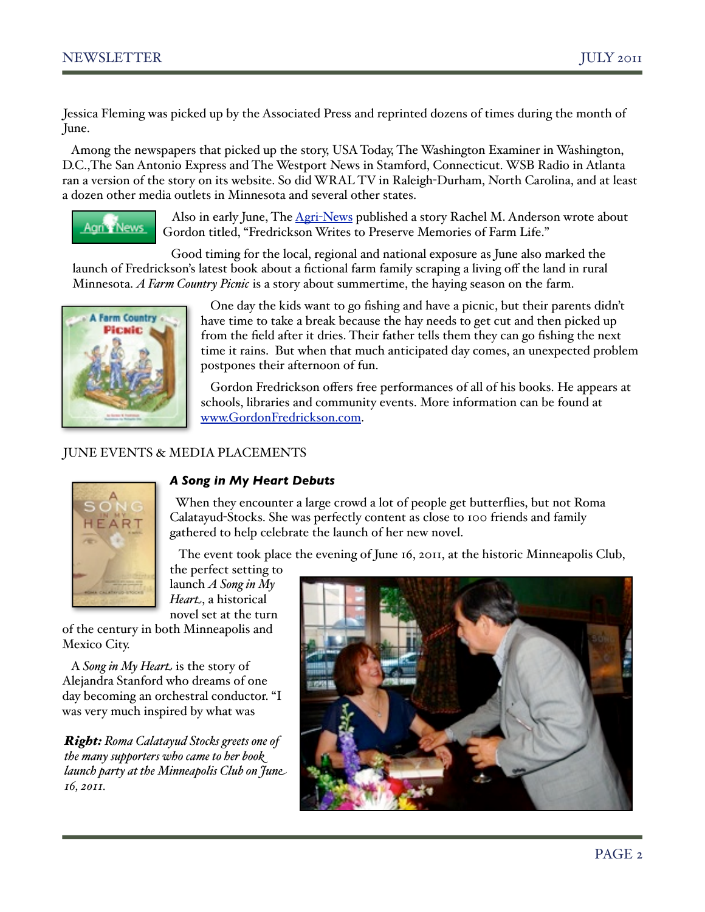Jessica Fleming was picked up by the Associated Press and reprinted dozens of times during the month of June.

Among the newspapers that picked up the story, USA Today, The Washington Examiner in Washington, D.C.,The San Antonio Express and The Westport News in Stamford, Connecticut. WSB Radio in Atlanta ran a version of the story on its website. So did WRAL TV in Raleigh-Durham, North Carolina, and at least a dozen other media outlets in Minnesota and several other states.

Also in early June, The [Agri-News](Agri-News) published a story Rachel M. Anderson wrote about Gordon titled, "Fredrickson Writes to Preserve Memories of Farm Life."

Good timing for the local, regional and national exposure as June also marked the launch of Fredrickson's latest book about a fictional farm family scraping a living off the land in rural Minnesota. *A Farm Country Picnic* is a story about summertime, the haying season on the farm.

One day the kids want to go fishing and have a picnic, but their parents didn't have time to take a break because the hay needs to get cut and then picked up from the field after it dries. Their father tells them they can go fishing the next time it rains. But when that much anticipated day comes, an unexpected problem postpones their afternoon of fun.

Gordon Fredrickson offers free performances of all of his books. He appears at schools, libraries and community events. More information can be found at [www.GordonFredrickson.com](www.GordonFredrickson.com).

## JUNE EVENTS & MEDIA PLACEMENTS

### *A Song in My Heart Debuts*

When they encounter a large crowd a lot of people get butterflies, but not Roma Calatayud-Stocks. She was perfectly content as close to 100 friends and family gathered to help celebrate the launch of her new novel.

The event took place the evening of June 16, 2011, at the historic Minneapolis Club, the perfect setting to launch *A Song in My Heart*, a historical novel set at the turn of the century in both Minneapolis and Mexico City.

A *Song in My Heart* is the story of Alejandra Stanford who dreams of one day becoming an orchestral conductor. "I was very much inspired by what was

***Right:*** *Roma Calatayud Stocks greets one of the many supporters who came to her book launch party at the Minneapolis Club on June 16, 2011.*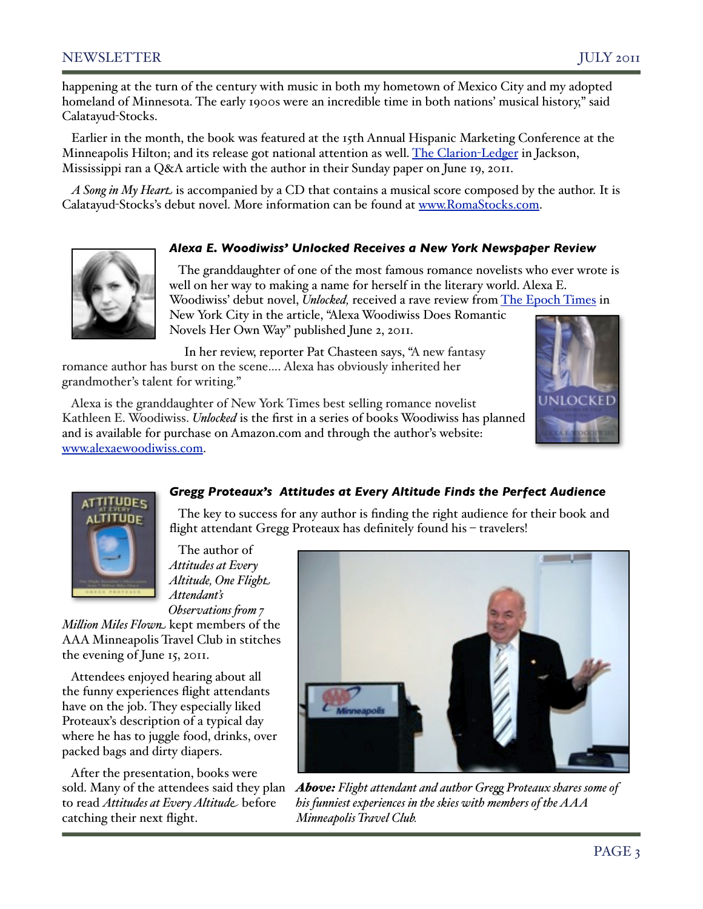happening at the turn of the century with music in both my hometown of Mexico City and my adopted homeland of Minnesota. The early 1900s were an incredible time in both nations' musical history," said Calatayud-Stocks.

Earlier in the month, the book was featured at the 15th Annual Hispanic Marketing Conference at the Minneapolis Hilton; and its release got national attention as well. The Clarion-Ledger in Jackson, Mississippi ran a Q&A article with the author in their Sunday paper on June 19, 2011.

*A Song in My Heart* is accompanied by a CD that contains a musical score composed by the author. It is Calatayud-Stocks's debut novel. More information can be found at www.RomaStocks.com.

### *Alexa E. Woodiwiss' Unlocked Receives a New York Newspaper Review*

The granddaughter of one of the most famous romance novelists who ever wrote is well on her way to making a name for herself in the literary world. Alexa E. Woodiwiss' debut novel, *Unlocked,* received a rave review from The Epoch Times in New York City in the article, "Alexa Woodiwiss Does Romantic Novels Her Own Way" published June 2, 2011.

In her review, reporter Pat Chasteen says, "A new fantasy romance author has burst on the scene.... Alexa has obviously inherited her grandmother's talent for writing."

Alexa is the granddaughter of New York Times best selling romance novelist Kathleen E. Woodiwiss. *Unlocked* is the first in a series of books Woodiwiss has planned and is available for purchase on Amazon.com and through the author's website: www.alexaewoodiwiss.com.

### *Gregg Proteaux's Attitudes at Every Altitude Finds the Perfect Audience*

The key to success for any author is finding the right audience for their book and flight attendant Gregg Proteaux has definitely found his – travelers!

The author of *Attitudes at Every Altitude, One Flight Attendant's Observations from 7 Million Miles Flown* kept members of the AAA Minneapolis Travel Club in stitches the evening of June 15, 2011.

Attendees enjoyed hearing about all the funny experiences flight attendants have on the job. They especially liked Proteaux's description of a typical day where he has to juggle food, drinks, over packed bags and dirty diapers.

After the presentation, books were sold. Many of the attendees said they plan to read *Attitudes at Every Altitude* before catching their next flight.

***Above:*** *Flight attendant and author Gregg Proteaux shares some of his funniest experiences in the skies with members of the AAA Minneapolis Travel Club.*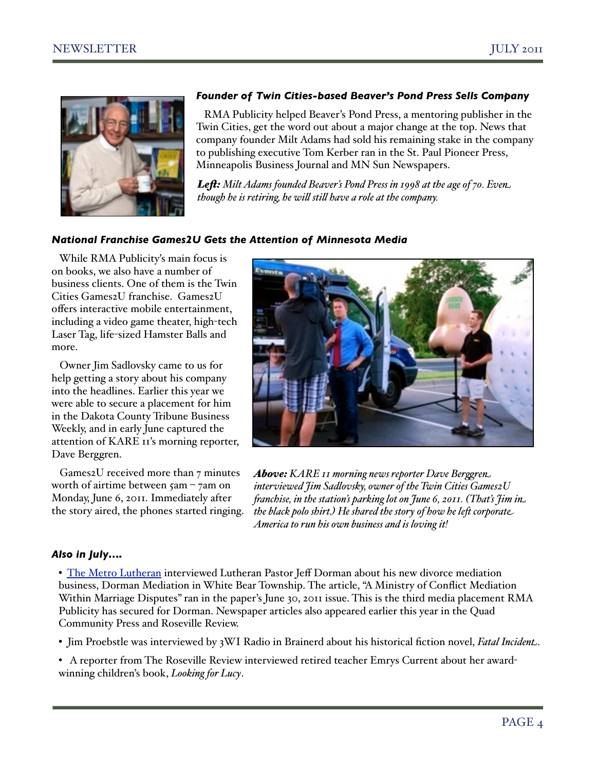### *Founder of Twin Cities-based Beaver's Pond Press Sells Company*

RMA Publicity helped Beaver's Pond Press, a mentoring publisher in the Twin Cities, get the word out about a major change at the top. News that company founder Milt Adams had sold his remaining stake in the company to publishing executive Tom Kerber ran in the St. Paul Pioneer Press, Minneapolis Business Journal and MN Sun Newspapers.

***Left:*** *Milt Adams founded Beaver's Pond Press in 1998 at the age of 70. Even though he is retiring, he will still have a role at the company.*

### *National Franchise Games2U Gets the Attention of Minnesota Media*

While RMA Publicity's main focus is on books, we also have a number of business clients. One of them is the Twin Cities Games2U franchise. Games2U offers interactive mobile entertainment, including a video game theater, high-tech Laser Tag, life-sized Hamster Balls and more.

Owner Jim Sadlovsky came to us for help getting a story about his company into the headlines. Earlier this year we were able to secure a placement for him in the Dakota County Tribune Business Weekly, and in early June captured the attention of KARE 11's morning reporter, Dave Berggren.

Games2U received more than 7 minutes worth of airtime between 5am – 7am on Monday, June 6, 2011. Immediately after the story aired, the phones started ringing.

***Above:*** *KARE 11 morning news reporter Dave Berggren interviewed Jim Sadlovsky, owner of the Twin Cities Games2U franchise, in the station's parking lot on June 6, 2011. (That's Jim in the black polo shirt.) He shared the story of how he left corporate America to run his own business and is loving it!*

### *Also in July....*

- The Metro Lutheran interviewed Lutheran Pastor Jeff Dorman about his new divorce mediation business, Dorman Mediation in White Bear Township. The article, "A Ministry of Conflict Mediation Within Marriage Disputes" ran in the paper's June 30, 2011 issue. This is the third media placement RMA Publicity has secured for Dorman. Newspaper articles also appeared earlier this year in the Quad Community Press and Roseville Review.
- Jim Proebstle was interviewed by 3WI Radio in Brainerd about his historical fiction novel, *Fatal Incident*.
- A reporter from The Roseville Review interviewed retired teacher Emrys Current about her award-winning children's book, *Looking for Lucy*.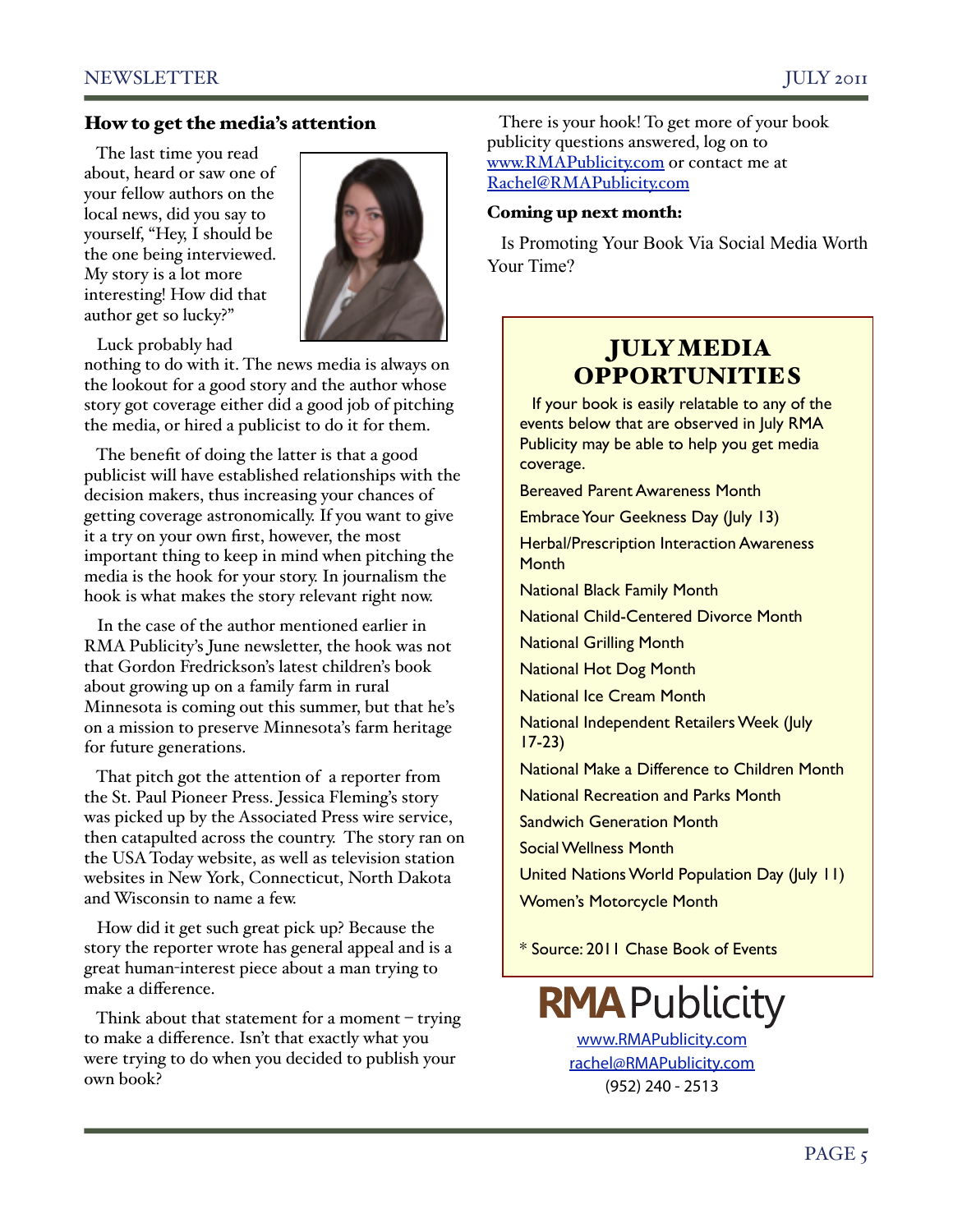## How to get the media's attention

The last time you read about, heard or saw one of your fellow authors on the local news, did you say to yourself, "Hey, I should be the one being interviewed. My story is a lot more interesting! How did that author get so lucky?"

Luck probably had nothing to do with it. The news media is always on the lookout for a good story and the author whose story got coverage either did a good job of pitching the media, or hired a publicist to do it for them.

The benefit of doing the latter is that a good publicist will have established relationships with the decision makers, thus increasing your chances of getting coverage astronomically. If you want to give it a try on your own first, however, the most important thing to keep in mind when pitching the media is the hook for your story. In journalism the hook is what makes the story relevant right now.

In the case of the author mentioned earlier in RMA Publicity's June newsletter, the hook was not that Gordon Fredrickson's latest children's book about growing up on a family farm in rural Minnesota is coming out this summer, but that he's on a mission to preserve Minnesota's farm heritage for future generations.

That pitch got the attention of a reporter from the St. Paul Pioneer Press. Jessica Fleming's story was picked up by the Associated Press wire service, then catapulted across the country. The story ran on the USA Today website, as well as television station websites in New York, Connecticut, North Dakota and Wisconsin to name a few.

How did it get such great pick up? Because the story the reporter wrote has general appeal and is a great human-interest piece about a man trying to make a difference.

Think about that statement for a moment – trying to make a difference. Isn't that exactly what you were trying to do when you decided to publish your own book?

There is your hook! To get more of your book publicity questions answered, log on to www.RMAPublicity.com or contact me at Rachel@RMAPublicity.com

### Coming up next month:

Is Promoting Your Book Via Social Media Worth Your Time?

## JULY MEDIA OPPORTUNITIES

If your book is easily relatable to any of the events below that are observed in July RMA Publicity may be able to help you get media coverage.

Bereaved Parent Awareness Month

Embrace Your Geekness Day (July 13)

Herbal/Prescription Interaction Awareness Month

National Black Family Month

National Child-Centered Divorce Month

National Grilling Month

National Hot Dog Month

National Ice Cream Month

National Independent Retailers Week (July 17-23)

National Make a Difference to Children Month

National Recreation and Parks Month

Sandwich Generation Month

Social Wellness Month

United Nations World Population Day (July 11)

Women's Motorcycle Month

\* Source: 2011 Chase Book of Events

**RMA Publicity**

www.RMAPublicity.com

rachel@RMAPublicity.com

(952) 240 - 2513